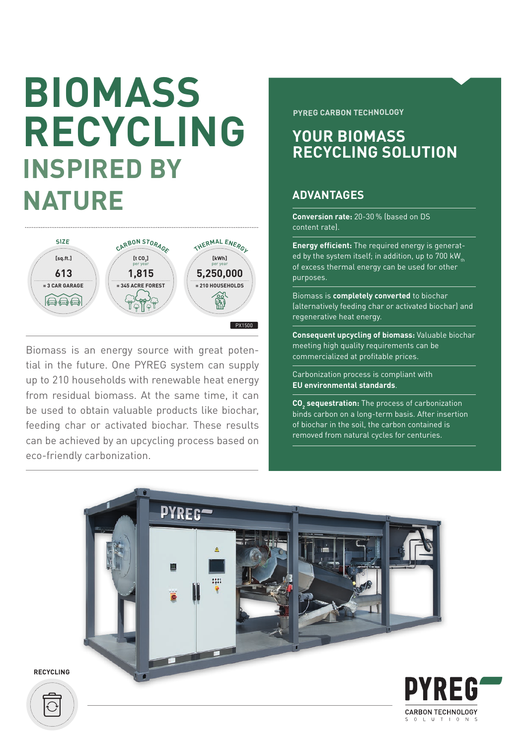# BIOMASS RECYCLING

## INSPIRED BY NATURE

| SIZE | CARBON STORAGE | THERMAL ENERGY |
|---|---|---|
| [sq.ft.] | [t $CO_2$] per year | [kWh] per year |
| 613 | 1,815 | 5,250,000 |
| = 3 CAR GARAGE | = 345 ACRE FOREST | = 210 HOUSEHOLDS |

PX1500

Biomass is an energy source with great potential in the future. One PYREG system can supply up to 210 households with renewable heat energy from residual biomass. At the same time, it can be used to obtain valuable products like biochar, feeding char or activated biochar. These results can be achieved by an upcycling process based on eco-friendly carbonization.

PYREG CARBON TECHNOLOGY

## YOUR BIOMASS RECYCLING SOLUTION

### ADVANTAGES

**Conversion rate:** 20-30 % (based on DS content rate).

**Energy efficient:** The required energy is generated by the system itself; in addition, up to 700 $kW_{th}$ of excess thermal energy can be used for other purposes.

Biomass is **completely converted** to biochar (alternatively feeding char or activated biochar) and regenerative heat energy.

**Consequent upcycling of biomass:** Valuable biochar meeting high quality requirements can be commercialized at profitable prices.

Carbonization process is compliant with **EU environmental standards**.

**$CO_2$ sequestration:** The process of carbonization binds carbon on a long-term basis. After insertion of biochar in the soil, the carbon contained is removed from natural cycles for centuries.

RECYCLING

PYREG
CARBON TECHNOLOGY
SOLUTIONS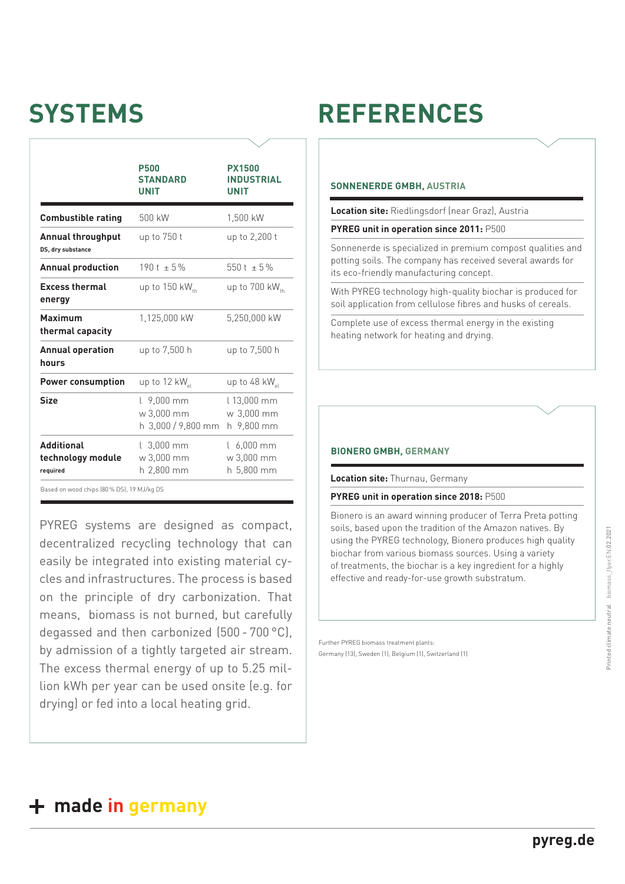# SYSTEMS

| | P500 STANDARD UNIT | PX1500 INDUSTRIAL UNIT |
|---|---|---|
| **Combustible rating** | 500 kW | 1,500 kW |
| **Annual throughput** DS, dry substance | up to 750 t | up to 2,200 t |
| **Annual production** | 190 t ± 5 % | 550 t ± 5 % |
| **Excess thermal energy** | up to 150 $kW_{th}$ | up to 700 $kW_{th}$ |
| **Maximum thermal capacity** | 1,125,000 kW | 5,250,000 kW |
| **Annual operation hours** | up to 7,500 h | up to 7,500 h |
| **Power consumption** | up to 12 $kW_{el}$ | up to 48 $kW_{el}$ |
| **Size** | l 9,000 mm<br>w 3,000 mm<br>h 3,000 / 9,800 mm | l 13,000 mm<br>w 3,000 mm<br>h 9,800 mm |
| **Additional technology module** required | l 3,000 mm<br>w 3,000 mm<br>h 2,800 mm | l 6,000 mm<br>w 3,000 mm<br>h 5,800 mm |

Based on wood chips (80 % DS), 19 MJ/kg DS

PYREG systems are designed as compact, decentralized recycling technology that can easily be integrated into existing material cycles and infrastructures. The process is based on the principle of dry carbonization. That means, biomass is not burned, but carefully degassed and then carbonized (500 - 700 °C), by admission of a tightly targeted air stream. The excess thermal energy of up to 5.25 million kWh per year can be used onsite (e.g. for drying) or fed into a local heating grid.

# REFERENCES

### SONNENERDE GMBH, AUSTRIA

**Location site:** Riedlingsdorf (near Graz), Austria

**PYREG unit in operation since 2011:** P500

Sonnenerde is specialized in premium compost qualities and potting soils. The company has received several awards for its eco-friendly manufacturing concept.

With PYREG technology high-quality biochar is produced for soil application from cellulose fibres and husks of cereals.

Complete use of excess thermal energy in the existing heating network for heating and drying.

### BIONERO GMBH, GERMANY

**Location site:** Thurnau, Germany

**PYREG unit in operation since 2018:** P500

Bionero is an award winning producer of Terra Preta potting soils, based upon the tradition of the Amazon natives. By using the PYREG technology, Bionero produces high quality biochar from various biomass sources. Using a variety of treatments, the biochar is a key ingredient for a highly effective and ready-for-use growth substratum.

Further PYREG biomass treatment plants:
Germany (13), Sweden (1), Belgium (1), Switzerland (1)

Printed climate neutral. biomass_flyer.EN.02.2021

**+ made in germany**

**pyreg.de**